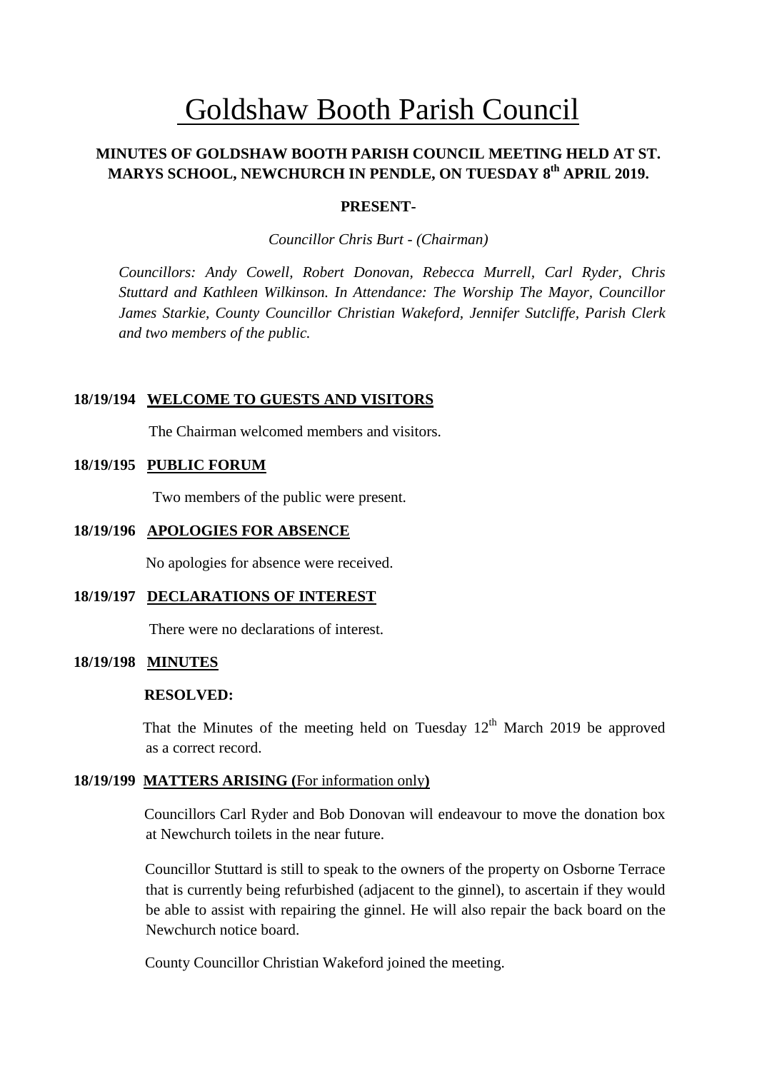# Goldshaw Booth Parish Council

**MINUTES OF GOLDSHAW BOOTH PARISH COUNCIL MEETING HELD AT ST. MARYS SCHOOL, NEWCHURCH IN PENDLE, ON TUESDAY 8th APRIL 2019.**

**PRESENT-**

*Councillor Chris Burt - (Chairman)*

*Councillors: Andy Cowell, Robert Donovan, Rebecca Murrell, Carl Ryder, Chris Stuttard and Kathleen Wilkinson. In Attendance: The Worship The Mayor, Councillor James Starkie, County Councillor Christian Wakeford, Jennifer Sutcliffe, Parish Clerk and two members of the public.*

**18/19/194 WELCOME TO GUESTS AND VISITORS**

The Chairman welcomed members and visitors.

**18/19/195 PUBLIC FORUM**

Two members of the public were present.

**18/19/196 APOLOGIES FOR ABSENCE**

No apologies for absence were received.

**18/19/197 DECLARATIONS OF INTEREST**

There were no declarations of interest.

**18/19/198 MINUTES**

**RESOLVED:**

That the Minutes of the meeting held on Tuesday 12th March 2019 be approved as a correct record.

**18/19/199 MATTERS ARISING (**For information only**)**

Councillors Carl Ryder and Bob Donovan will endeavour to move the donation box at Newchurch toilets in the near future.

Councillor Stuttard is still to speak to the owners of the property on Osborne Terrace that is currently being refurbished (adjacent to the ginnel), to ascertain if they would be able to assist with repairing the ginnel. He will also repair the back board on the Newchurch notice board.

County Councillor Christian Wakeford joined the meeting.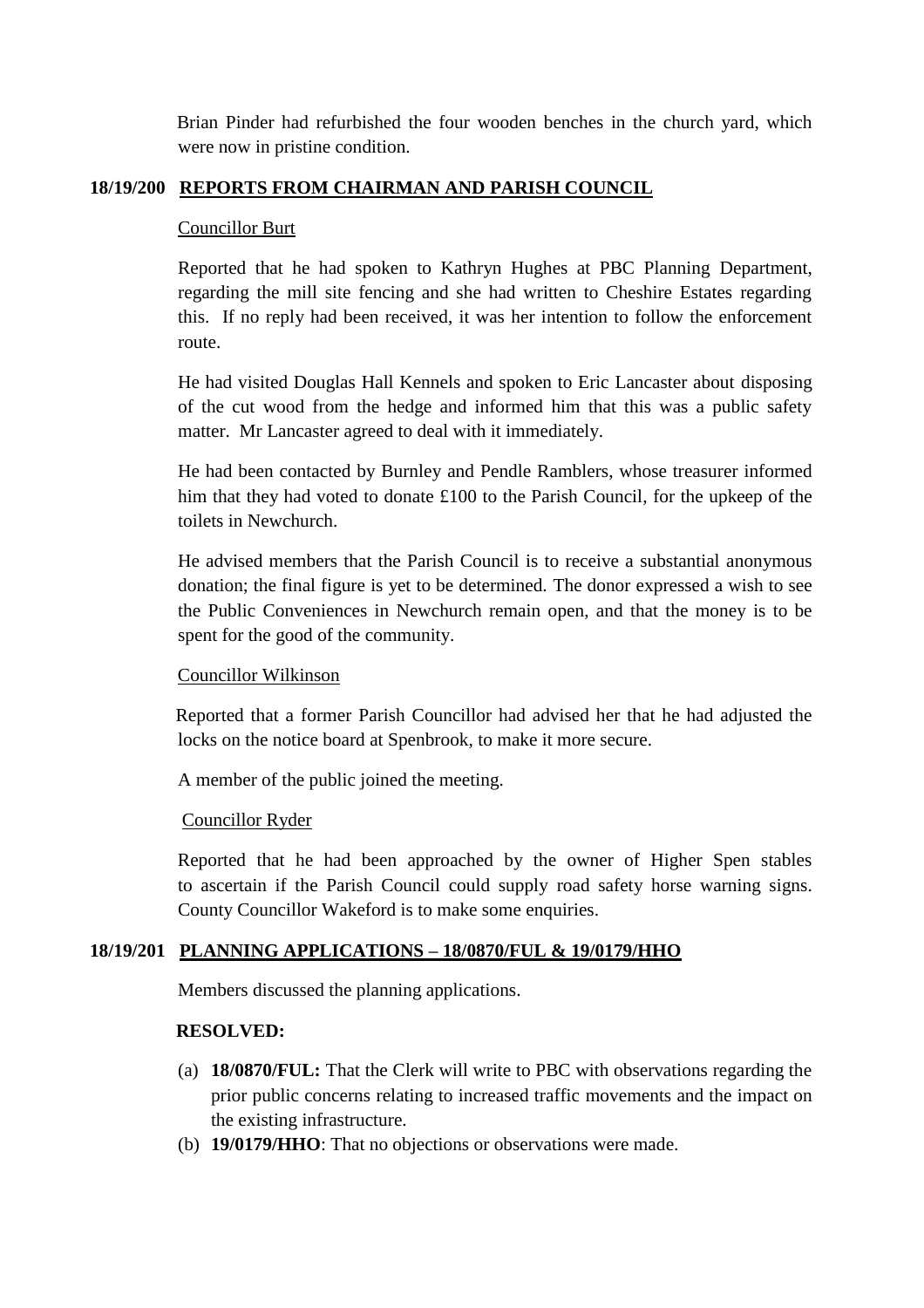Brian Pinder had refurbished the four wooden benches in the church yard, which were now in pristine condition.

**18/19/200 <u>REPORTS FROM CHAIRMAN AND PARISH COUNCIL</u>**

<u>Councillor Burt</u>

Reported that he had spoken to Kathryn Hughes at PBC Planning Department, regarding the mill site fencing and she had written to Cheshire Estates regarding this. If no reply had been received, it was her intention to follow the enforcement route.

He had visited Douglas Hall Kennels and spoken to Eric Lancaster about disposing of the cut wood from the hedge and informed him that this was a public safety matter. Mr Lancaster agreed to deal with it immediately.

He had been contacted by Burnley and Pendle Ramblers, whose treasurer informed him that they had voted to donate £100 to the Parish Council, for the upkeep of the toilets in Newchurch.

He advised members that the Parish Council is to receive a substantial anonymous donation; the final figure is yet to be determined. The donor expressed a wish to see the Public Conveniences in Newchurch remain open, and that the money is to be spent for the good of the community.

<u>Councillor Wilkinson</u>

Reported that a former Parish Councillor had advised her that he had adjusted the locks on the notice board at Spenbrook, to make it more secure.

A member of the public joined the meeting.

<u>Councillor Ryder</u>

Reported that he had been approached by the owner of Higher Spen stables to ascertain if the Parish Council could supply road safety horse warning signs. County Councillor Wakeford is to make some enquiries.

**18/19/201 <u>PLANNING APPLICATIONS – 18/0870/FUL & 19/0179/HHO</u>**

Members discussed the planning applications.

**RESOLVED:**

(a) **18/0870/FUL:** That the Clerk will write to PBC with observations regarding the prior public concerns relating to increased traffic movements and the impact on the existing infrastructure.

(b) **19/0179/HHO**: That no objections or observations were made.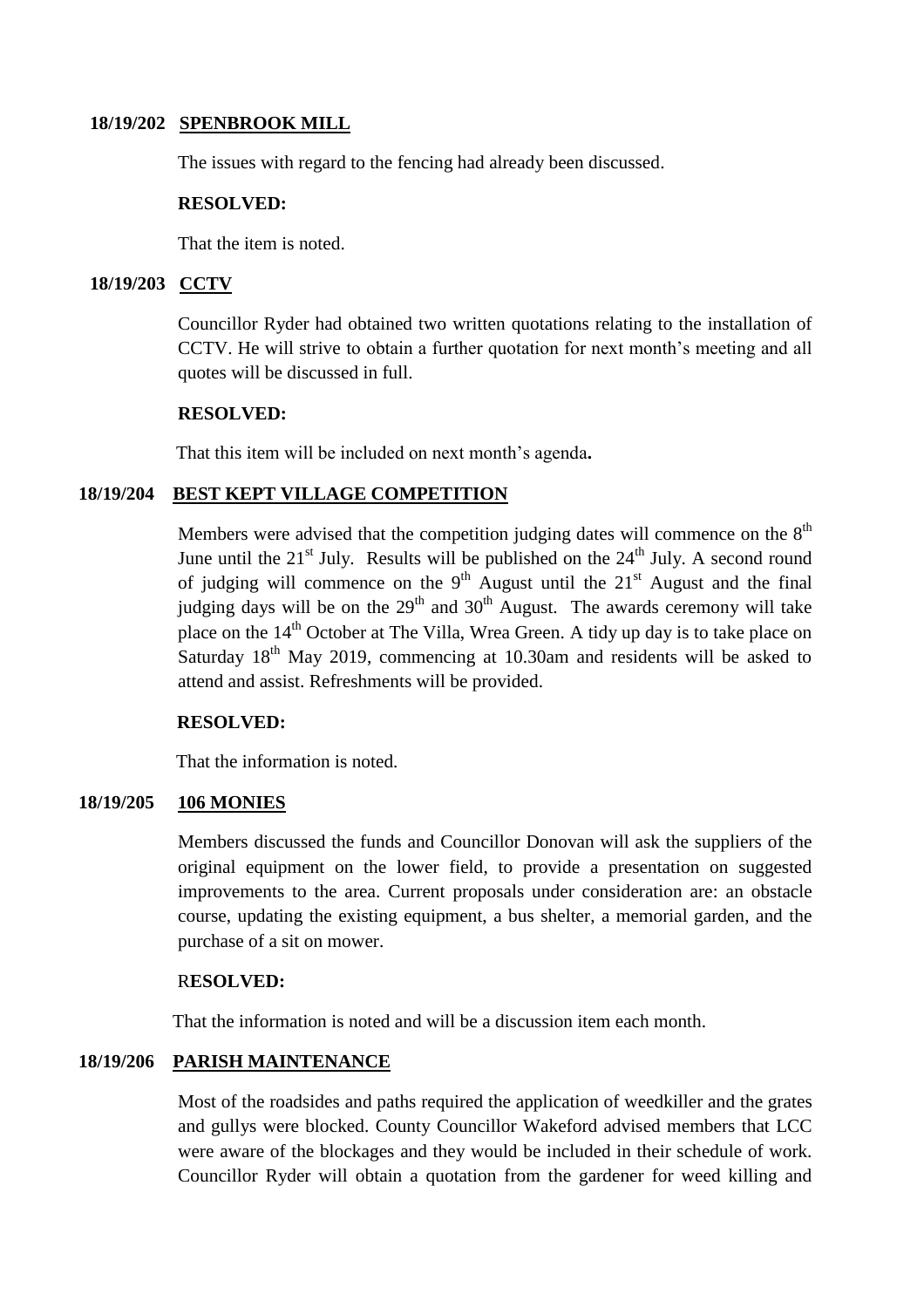**18/19/202 SPENBROOK MILL**

The issues with regard to the fencing had already been discussed.

**RESOLVED:**

That the item is noted.

**18/19/203 CCTV**

Councillor Ryder had obtained two written quotations relating to the installation of CCTV. He will strive to obtain a further quotation for next month's meeting and all quotes will be discussed in full.

**RESOLVED:**

That this item will be included on next month's agenda.

**18/19/204 BEST KEPT VILLAGE COMPETITION**

Members were advised that the competition judging dates will commence on the 8th June until the 21st July. Results will be published on the 24th July. A second round of judging will commence on the 9th August until the 21st August and the final judging days will be on the 29th and 30th August. The awards ceremony will take place on the 14th October at The Villa, Wrea Green. A tidy up day is to take place on Saturday 18th May 2019, commencing at 10.30am and residents will be asked to attend and assist. Refreshments will be provided.

**RESOLVED:**

That the information is noted.

**18/19/205 106 MONIES**

Members discussed the funds and Councillor Donovan will ask the suppliers of the original equipment on the lower field, to provide a presentation on suggested improvements to the area. Current proposals under consideration are: an obstacle course, updating the existing equipment, a bus shelter, a memorial garden, and the purchase of a sit on mower.

**RESOLVED:**

That the information is noted and will be a discussion item each month.

**18/19/206 PARISH MAINTENANCE**

Most of the roadsides and paths required the application of weedkiller and the grates and gullys were blocked. County Councillor Wakeford advised members that LCC were aware of the blockages and they would be included in their schedule of work. Councillor Ryder will obtain a quotation from the gardener for weed killing and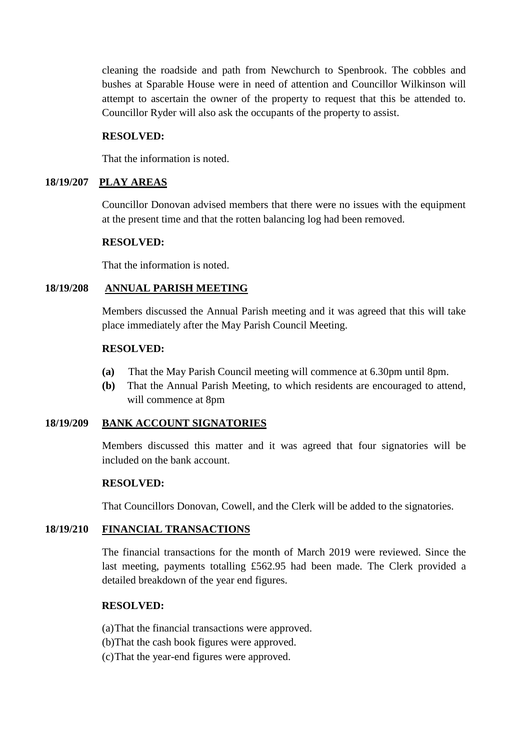cleaning the roadside and path from Newchurch to Spenbrook. The cobbles and bushes at Sparable House were in need of attention and Councillor Wilkinson will attempt to ascertain the owner of the property to request that this be attended to. Councillor Ryder will also ask the occupants of the property to assist.

**RESOLVED:**

That the information is noted.

## 18/19/207 PLAY AREAS

Councillor Donovan advised members that there were no issues with the equipment at the present time and that the rotten balancing log had been removed.

**RESOLVED:**

That the information is noted.

## 18/19/208 ANNUAL PARISH MEETING

Members discussed the Annual Parish meeting and it was agreed that this will take place immediately after the May Parish Council Meeting.

**RESOLVED:**

- **(a)** That the May Parish Council meeting will commence at 6.30pm until 8pm.
- **(b)** That the Annual Parish Meeting, to which residents are encouraged to attend, will commence at 8pm

## 18/19/209 BANK ACCOUNT SIGNATORIES

Members discussed this matter and it was agreed that four signatories will be included on the bank account.

**RESOLVED:**

That Councillors Donovan, Cowell, and the Clerk will be added to the signatories.

## 18/19/210 FINANCIAL TRANSACTIONS

The financial transactions for the month of March 2019 were reviewed. Since the last meeting, payments totalling £562.95 had been made. The Clerk provided a detailed breakdown of the year end figures.

**RESOLVED:**

(a) That the financial transactions were approved.
(b) That the cash book figures were approved.
(c) That the year-end figures were approved.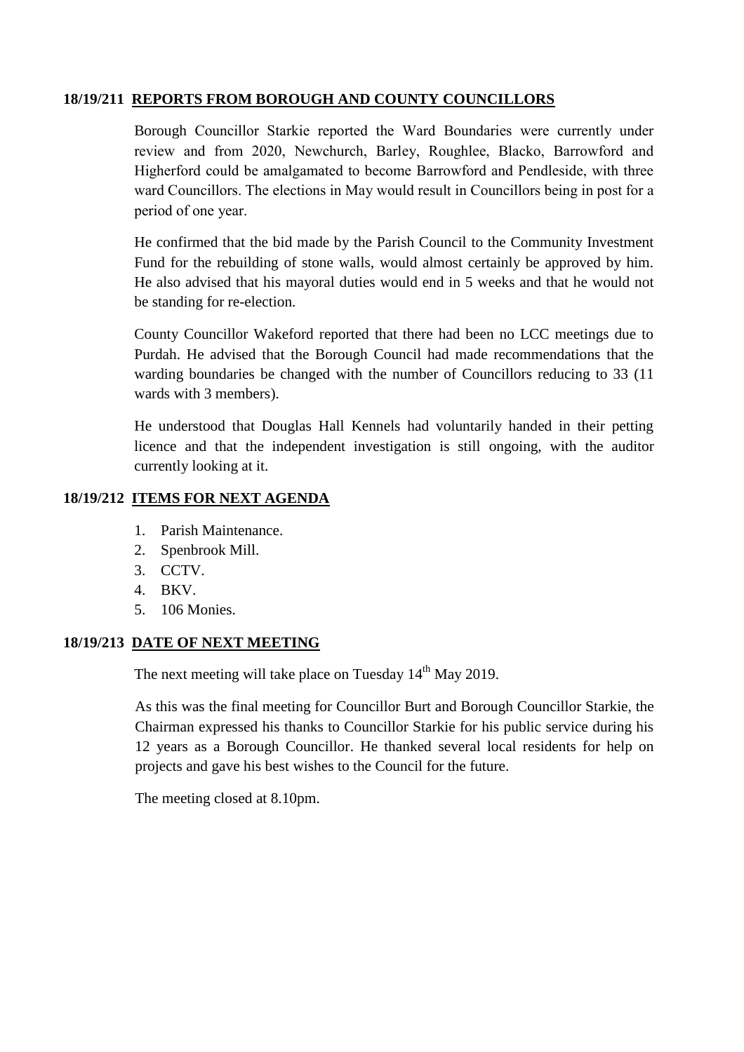### 18/19/211 REPORTS FROM BOROUGH AND COUNTY COUNCILLORS

Borough Councillor Starkie reported the Ward Boundaries were currently under review and from 2020, Newchurch, Barley, Roughlee, Blacko, Barrowford and Higherford could be amalgamated to become Barrowford and Pendleside, with three ward Councillors. The elections in May would result in Councillors being in post for a period of one year.

He confirmed that the bid made by the Parish Council to the Community Investment Fund for the rebuilding of stone walls, would almost certainly be approved by him. He also advised that his mayoral duties would end in 5 weeks and that he would not be standing for re-election.

County Councillor Wakeford reported that there had been no LCC meetings due to Purdah. He advised that the Borough Council had made recommendations that the warding boundaries be changed with the number of Councillors reducing to 33 (11 wards with 3 members).

He understood that Douglas Hall Kennels had voluntarily handed in their petting licence and that the independent investigation is still ongoing, with the auditor currently looking at it.

### 18/19/212 ITEMS FOR NEXT AGENDA

1. Parish Maintenance.
2. Spenbrook Mill.
3. CCTV.
4. BKV.
5. 106 Monies.

### 18/19/213 DATE OF NEXT MEETING

The next meeting will take place on Tuesday 14th May 2019.

As this was the final meeting for Councillor Burt and Borough Councillor Starkie, the Chairman expressed his thanks to Councillor Starkie for his public service during his 12 years as a Borough Councillor. He thanked several local residents for help on projects and gave his best wishes to the Council for the future.

The meeting closed at 8.10pm.